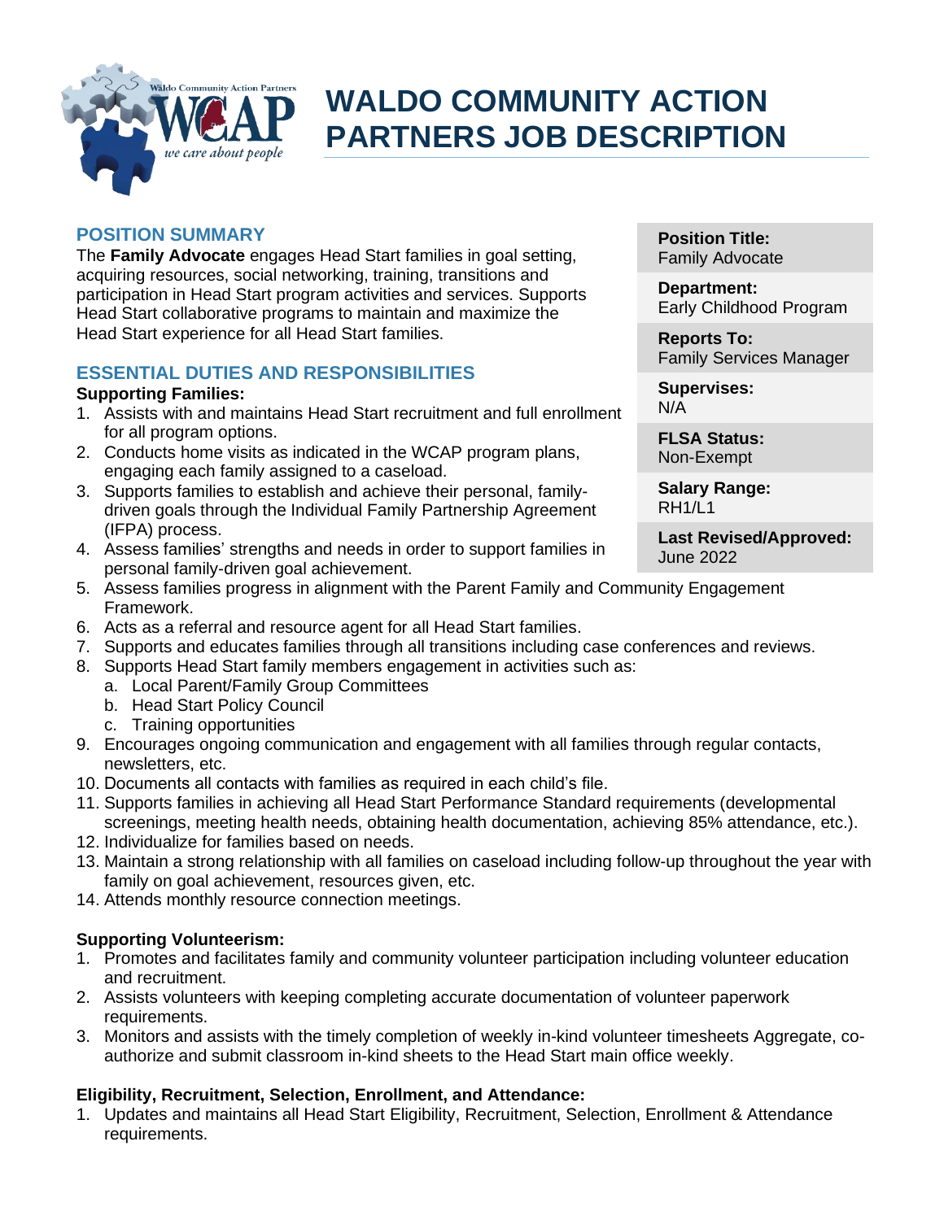# WALDO COMMUNITY ACTION PARTNERS JOB DESCRIPTION

| | |
|---|---|
| **Position Title:** | Family Advocate |
| **Department:** | Early Childhood Program |
| **Reports To:** | Family Services Manager |
| **Supervises:** | N/A |
| **FLSA Status:** | Non-Exempt |
| **Salary Range:** | RH1/L1 |
| **Last Revised/Approved:** | June 2022 |

## POSITION SUMMARY

The **Family Advocate** engages Head Start families in goal setting, acquiring resources, social networking, training, transitions and participation in Head Start program activities and services. Supports Head Start collaborative programs to maintain and maximize the Head Start experience for all Head Start families.

## ESSENTIAL DUTIES AND RESPONSIBILITIES

**Supporting Families:**

1. Assists with and maintains Head Start recruitment and full enrollment for all program options.
2. Conducts home visits as indicated in the WCAP program plans, engaging each family assigned to a caseload.
3. Supports families to establish and achieve their personal, family-driven goals through the Individual Family Partnership Agreement (IFPA) process.
4. Assess families' strengths and needs in order to support families in personal family-driven goal achievement.
5. Assess families progress in alignment with the Parent Family and Community Engagement Framework.
6. Acts as a referral and resource agent for all Head Start families.
7. Supports and educates families through all transitions including case conferences and reviews.
8. Supports Head Start family members engagement in activities such as:
   a. Local Parent/Family Group Committees
   b. Head Start Policy Council
   c. Training opportunities
9. Encourages ongoing communication and engagement with all families through regular contacts, newsletters, etc.
10. Documents all contacts with families as required in each child's file.
11. Supports families in achieving all Head Start Performance Standard requirements (developmental screenings, meeting health needs, obtaining health documentation, achieving 85% attendance, etc.).
12. Individualize for families based on needs.
13. Maintain a strong relationship with all families on caseload including follow-up throughout the year with family on goal achievement, resources given, etc.
14. Attends monthly resource connection meetings.

**Supporting Volunteerism:**

1. Promotes and facilitates family and community volunteer participation including volunteer education and recruitment.
2. Assists volunteers with keeping completing accurate documentation of volunteer paperwork requirements.
3. Monitors and assists with the timely completion of weekly in-kind volunteer timesheets Aggregate, co-authorize and submit classroom in-kind sheets to the Head Start main office weekly.

**Eligibility, Recruitment, Selection, Enrollment, and Attendance:**

1. Updates and maintains all Head Start Eligibility, Recruitment, Selection, Enrollment & Attendance requirements.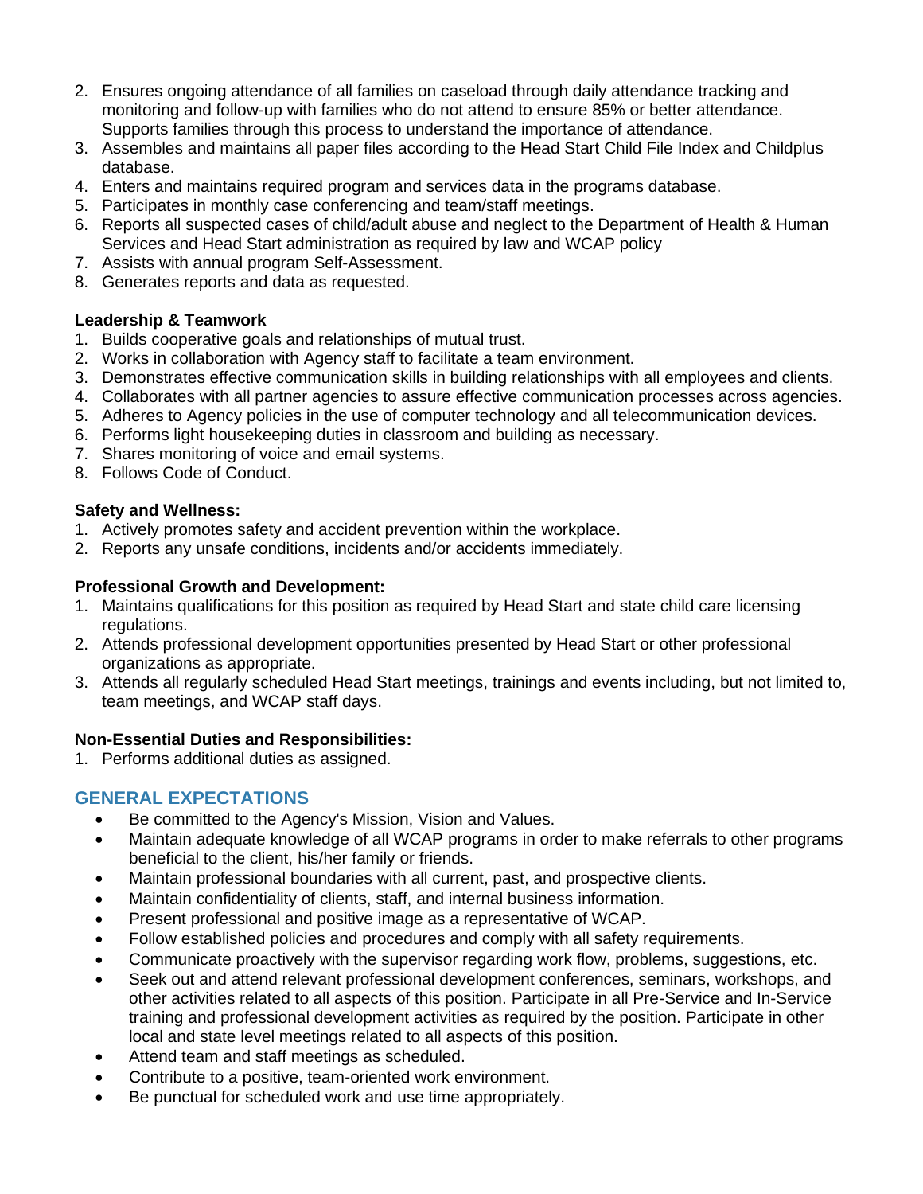2. Ensures ongoing attendance of all families on caseload through daily attendance tracking and monitoring and follow-up with families who do not attend to ensure 85% or better attendance. Supports families through this process to understand the importance of attendance.
3. Assembles and maintains all paper files according to the Head Start Child File Index and Childplus database.
4. Enters and maintains required program and services data in the programs database.
5. Participates in monthly case conferencing and team/staff meetings.
6. Reports all suspected cases of child/adult abuse and neglect to the Department of Health & Human Services and Head Start administration as required by law and WCAP policy
7. Assists with annual program Self-Assessment.
8. Generates reports and data as requested.

**Leadership & Teamwork**

1. Builds cooperative goals and relationships of mutual trust.
2. Works in collaboration with Agency staff to facilitate a team environment.
3. Demonstrates effective communication skills in building relationships with all employees and clients.
4. Collaborates with all partner agencies to assure effective communication processes across agencies.
5. Adheres to Agency policies in the use of computer technology and all telecommunication devices.
6. Performs light housekeeping duties in classroom and building as necessary.
7. Shares monitoring of voice and email systems.
8. Follows Code of Conduct.

**Safety and Wellness:**

1. Actively promotes safety and accident prevention within the workplace.
2. Reports any unsafe conditions, incidents and/or accidents immediately.

**Professional Growth and Development:**

1. Maintains qualifications for this position as required by Head Start and state child care licensing regulations.
2. Attends professional development opportunities presented by Head Start or other professional organizations as appropriate.
3. Attends all regularly scheduled Head Start meetings, trainings and events including, but not limited to, team meetings, and WCAP staff days.

**Non-Essential Duties and Responsibilities:**

1. Performs additional duties as assigned.

## GENERAL EXPECTATIONS

- Be committed to the Agency's Mission, Vision and Values.
- Maintain adequate knowledge of all WCAP programs in order to make referrals to other programs beneficial to the client, his/her family or friends.
- Maintain professional boundaries with all current, past, and prospective clients.
- Maintain confidentiality of clients, staff, and internal business information.
- Present professional and positive image as a representative of WCAP.
- Follow established policies and procedures and comply with all safety requirements.
- Communicate proactively with the supervisor regarding work flow, problems, suggestions, etc.
- Seek out and attend relevant professional development conferences, seminars, workshops, and other activities related to all aspects of this position. Participate in all Pre-Service and In-Service training and professional development activities as required by the position. Participate in other local and state level meetings related to all aspects of this position.
- Attend team and staff meetings as scheduled.
- Contribute to a positive, team-oriented work environment.
- Be punctual for scheduled work and use time appropriately.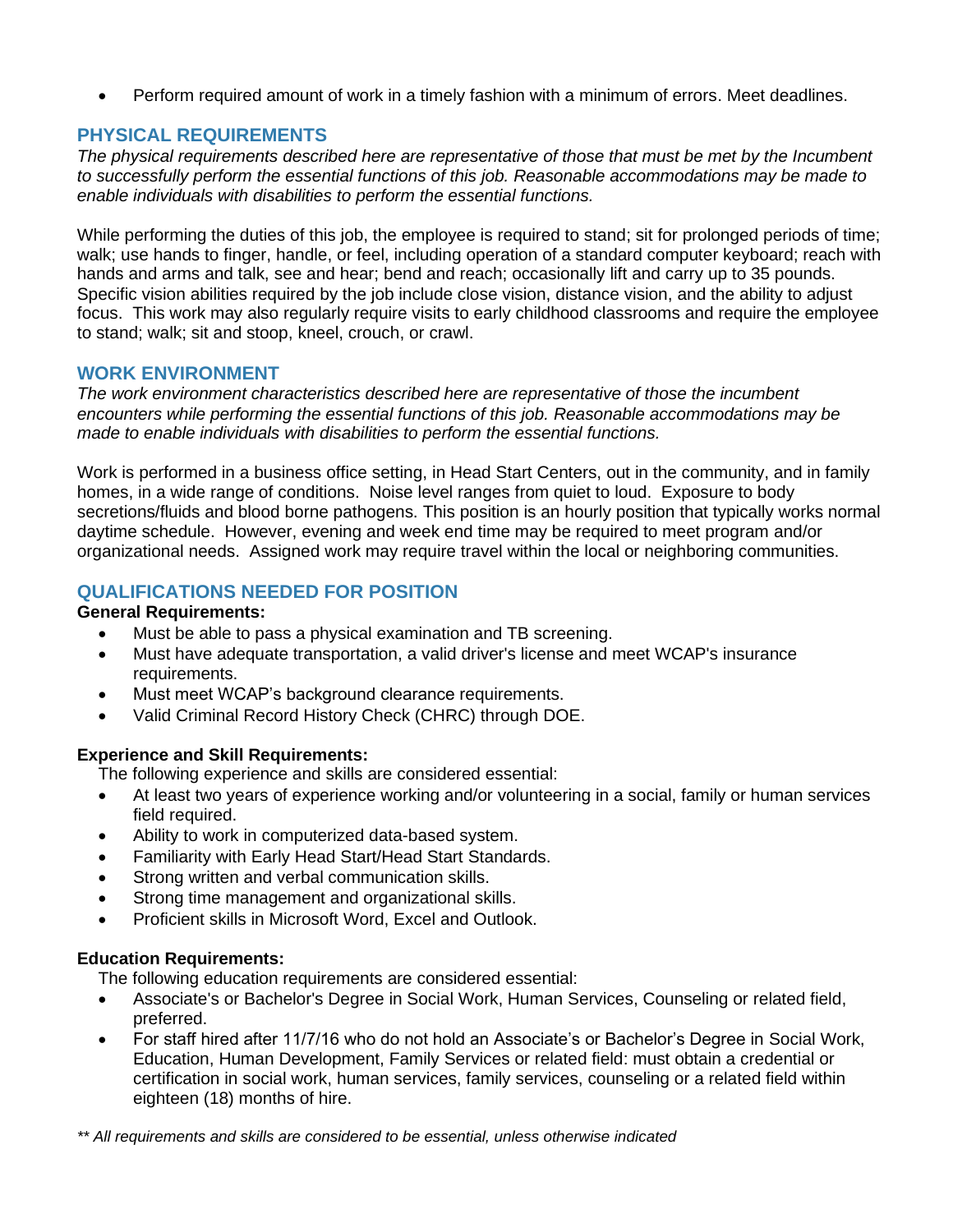- Perform required amount of work in a timely fashion with a minimum of errors. Meet deadlines.

## PHYSICAL REQUIREMENTS

*The physical requirements described here are representative of those that must be met by the Incumbent to successfully perform the essential functions of this job. Reasonable accommodations may be made to enable individuals with disabilities to perform the essential functions.*

While performing the duties of this job, the employee is required to stand; sit for prolonged periods of time; walk; use hands to finger, handle, or feel, including operation of a standard computer keyboard; reach with hands and arms and talk, see and hear; bend and reach; occasionally lift and carry up to 35 pounds. Specific vision abilities required by the job include close vision, distance vision, and the ability to adjust focus. This work may also regularly require visits to early childhood classrooms and require the employee to stand; walk; sit and stoop, kneel, crouch, or crawl.

## WORK ENVIRONMENT

*The work environment characteristics described here are representative of those the incumbent encounters while performing the essential functions of this job. Reasonable accommodations may be made to enable individuals with disabilities to perform the essential functions.*

Work is performed in a business office setting, in Head Start Centers, out in the community, and in family homes, in a wide range of conditions. Noise level ranges from quiet to loud. Exposure to body secretions/fluids and blood borne pathogens. This position is an hourly position that typically works normal daytime schedule. However, evening and week end time may be required to meet program and/or organizational needs. Assigned work may require travel within the local or neighboring communities.

## QUALIFICATIONS NEEDED FOR POSITION

**General Requirements:**

- Must be able to pass a physical examination and TB screening.
- Must have adequate transportation, a valid driver's license and meet WCAP's insurance requirements.
- Must meet WCAP's background clearance requirements.
- Valid Criminal Record History Check (CHRC) through DOE.

**Experience and Skill Requirements:**

The following experience and skills are considered essential:

- At least two years of experience working and/or volunteering in a social, family or human services field required.
- Ability to work in computerized data-based system.
- Familiarity with Early Head Start/Head Start Standards.
- Strong written and verbal communication skills.
- Strong time management and organizational skills.
- Proficient skills in Microsoft Word, Excel and Outlook.

**Education Requirements:**

The following education requirements are considered essential:

- Associate's or Bachelor's Degree in Social Work, Human Services, Counseling or related field, preferred.
- For staff hired after 11/7/16 who do not hold an Associate's or Bachelor's Degree in Social Work, Education, Human Development, Family Services or related field: must obtain a credential or certification in social work, human services, family services, counseling or a related field within eighteen (18) months of hire.

*** All requirements and skills are considered to be essential, unless otherwise indicated*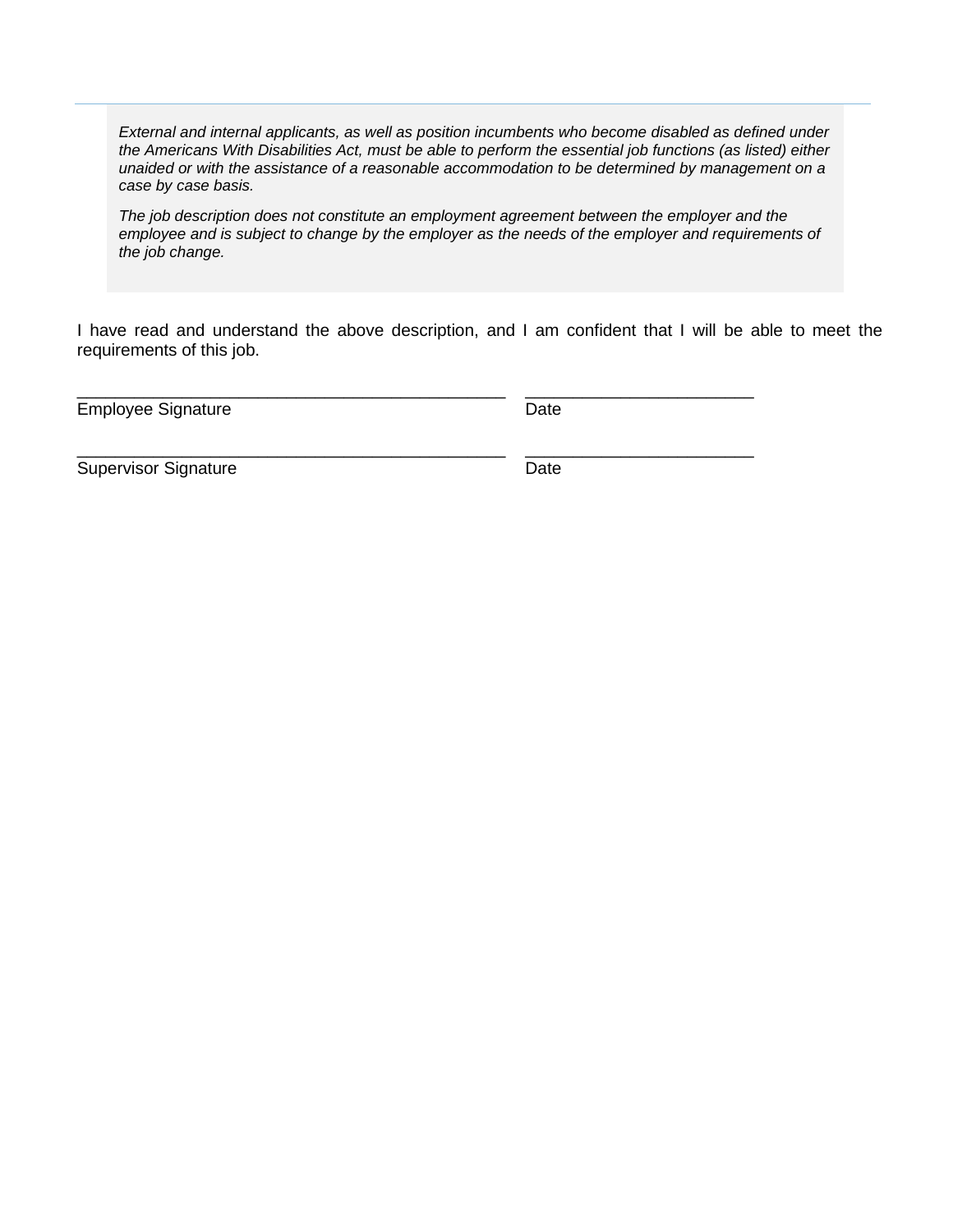*External and internal applicants, as well as position incumbents who become disabled as defined under the Americans With Disabilities Act, must be able to perform the essential job functions (as listed) either unaided or with the assistance of a reasonable accommodation to be determined by management on a case by case basis.*

*The job description does not constitute an employment agreement between the employer and the employee and is subject to change by the employer as the needs of the employer and requirements of the job change.*

I have read and understand the above description, and I am confident that I will be able to meet the requirements of this job.

_______________________________________________ ________________________
Employee Signature Date

_______________________________________________ ________________________
Supervisor Signature Date